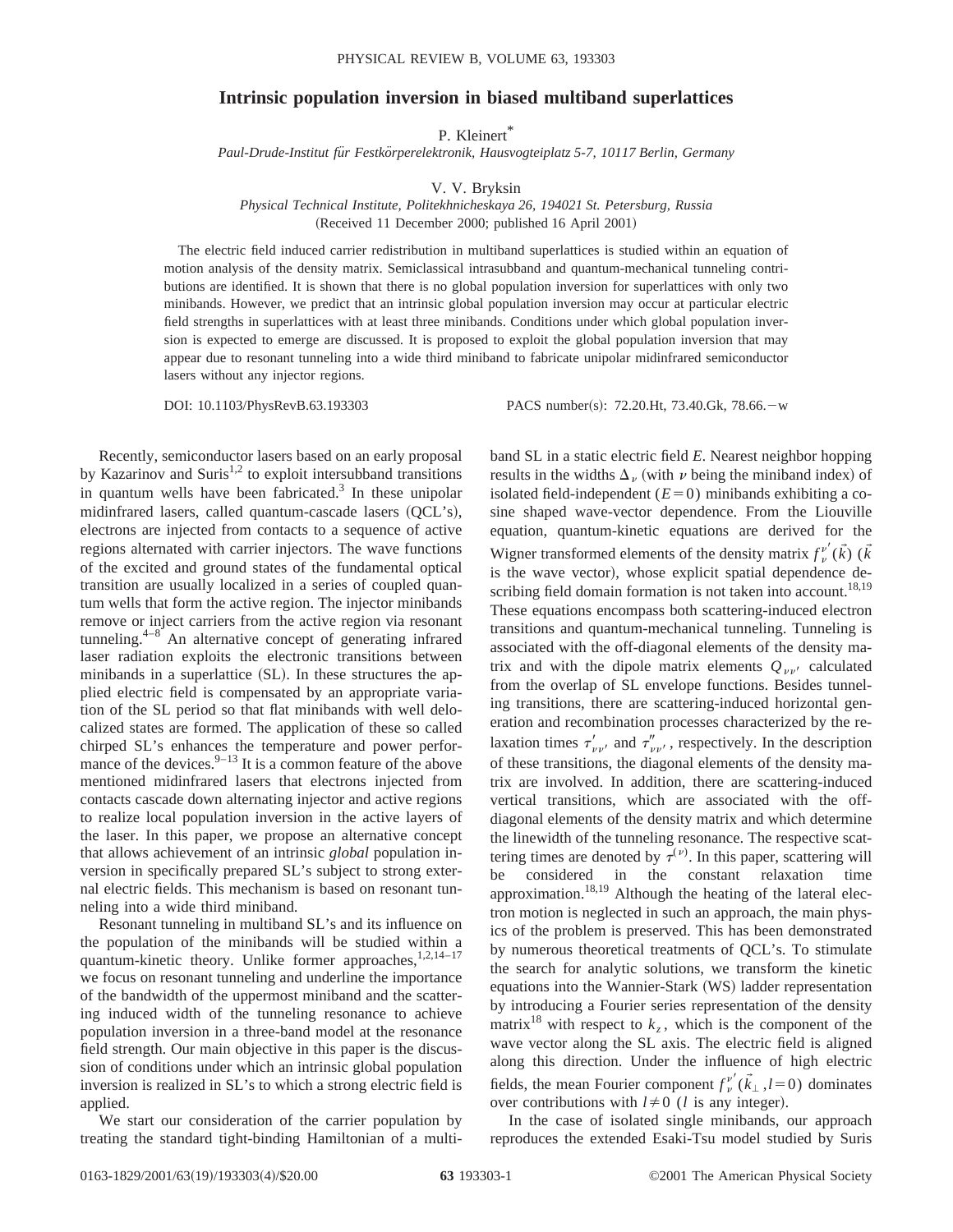# Intrinsic population inversion in biased multiband superlattices

P. Kleinert*

*Paul-Drude-Institut für Festkörperelektronik, Hausvogteiplatz 5-7, 10117 Berlin, Germany*

V. V. Bryksin

*Physical Technical Institute, Politekhnicheskaya 26, 194021 St. Petersburg, Russia*

(Received 11 December 2000; published 16 April 2001)

The electric field induced carrier redistribution in multiband superlattices is studied within an equation of motion analysis of the density matrix. Semiclassical intrasubband and quantum-mechanical tunneling contributions are identified. It is shown that there is no global population inversion for superlattices with only two minibands. However, we predict that an intrinsic global population inversion may occur at particular electric field strengths in superlattices with at least three minibands. Conditions under which global population inversion is expected to emerge are discussed. It is proposed to exploit the global population inversion that may appear due to resonant tunneling into a wide third miniband to fabricate unipolar midinfrared semiconductor lasers without any injector regions.

DOI: 10.1103/PhysRevB.63.193303 PACS number(s): 72.20.Ht, 73.40.Gk, 78.66.−w

Recently, semiconductor lasers based on an early proposal by Kazarinov and Suris[1,2] to exploit intersubband transitions in quantum wells have been fabricated.[3] In these unipolar midinfrared lasers, called quantum-cascade lasers (QCL's), electrons are injected from contacts to a sequence of active regions alternated with carrier injectors. The wave functions of the excited and ground states of the fundamental optical transition are usually localized in a series of coupled quantum wells that form the active region. The injector minibands remove or inject carriers from the active region via resonant tunneling.[4–8] An alternative concept of generating infrared laser radiation exploits the electronic transitions between minibands in a superlattice (SL). In these structures the applied electric field is compensated by an appropriate variation of the SL period so that flat minibands with well delocalized states are formed. The application of these so called chirped SL's enhances the temperature and power performance of the devices.[9–13] It is a common feature of the above mentioned midinfrared lasers that electrons injected from contacts cascade down alternating injector and active regions to realize local population inversion in the active layers of the laser. In this paper, we propose an alternative concept that allows achievement of an intrinsic *global* population inversion in specifically prepared SL's subject to strong external electric fields. This mechanism is based on resonant tunneling into a wide third miniband.

Resonant tunneling in multiband SL's and its influence on the population of the minibands will be studied within a quantum-kinetic theory. Unlike former approaches,[1,2,14–17] we focus on resonant tunneling and underline the importance of the bandwidth of the uppermost miniband and the scattering induced width of the tunneling resonance to achieve population inversion in a three-band model at the resonance field strength. Our main objective in this paper is the discussion of conditions under which an intrinsic global population inversion is realized in SL's to which a strong electric field is applied.

We start our consideration of the carrier population by treating the standard tight-binding Hamiltonian of a multiband SL in a static electric field $E$. Nearest neighbor hopping results in the widths $\Delta_\nu$ (with $\nu$ being the miniband index) of isolated field-independent ($E=0$) minibands exhibiting a cosine shaped wave-vector dependence. From the Liouville equation, quantum-kinetic equations are derived for the Wigner transformed elements of the density matrix $f_\nu^{\nu'}(\vec{k})$ ($\vec{k}$ is the wave vector), whose explicit spatial dependence describing field domain formation is not taken into account.[18,19] These equations encompass both scattering-induced electron transitions and quantum-mechanical tunneling. Tunneling is associated with the off-diagonal elements of the density matrix and with the dipole matrix elements $Q_{\nu\nu'}$ calculated from the overlap of SL envelope functions. Besides tunneling transitions, there are scattering-induced horizontal generation and recombination processes characterized by the relaxation times $\tau'_{\nu\nu'}$ and $\tau''_{\nu\nu'}$, respectively. In the description of these transitions, the diagonal elements of the density matrix are involved. In addition, there are scattering-induced vertical transitions, which are associated with the off-diagonal elements of the density matrix and which determine the linewidth of the tunneling resonance. The respective scattering times are denoted by $\tau^{(\nu)}$. In this paper, scattering will be considered in the constant relaxation time approximation.[18,19] Although the heating of the lateral electron motion is neglected in such an approach, the main physics of the problem is preserved. This has been demonstrated by numerous theoretical treatments of QCL's. To stimulate the search for analytic solutions, we transform the kinetic equations into the Wannier-Stark (WS) ladder representation by introducing a Fourier series representation of the density matrix[18] with respect to $k_z$, which is the component of the wave vector along the SL axis. The electric field is aligned along this direction. Under the influence of high electric fields, the mean Fourier component $f_\nu^{\nu'}(\vec{k}_\perp, l=0)$ dominates over contributions with $l\neq 0$ ($l$ is any integer).

In the case of isolated single minibands, our approach reproduces the extended Esaki-Tsu model studied by Suris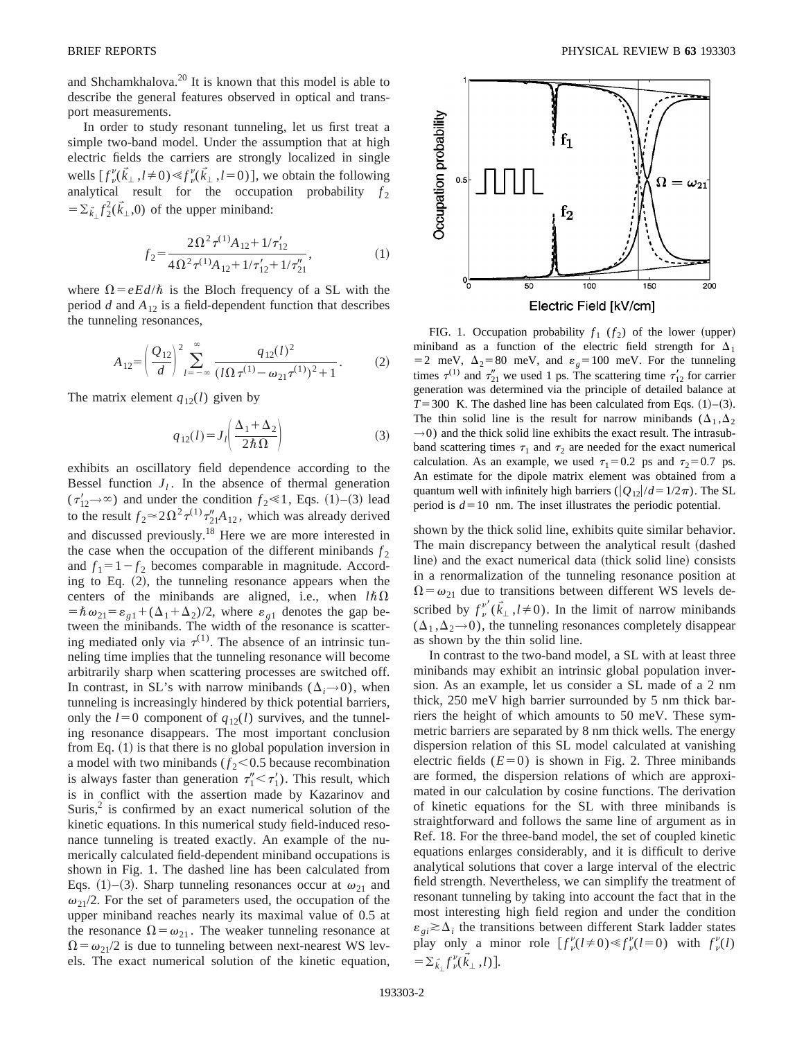and Shchamkhalova.[20] It is known that this model is able to describe the general features observed in optical and transport measurements.

In order to study resonant tunneling, let us first treat a simple two-band model. Under the assumption that at high electric fields the carriers are strongly localized in single wells $[f_\nu^\nu(\vec{k}_\perp, l\neq 0) \ll f_\nu^\nu(\vec{k}_\perp, l=0)]$, we obtain the following analytical result for the occupation probability $f_2 = \sum_{\vec{k}_\perp} f_2^2(\vec{k}_\perp, 0)$ of the upper miniband:

$$f_2 = \frac{2\Omega^2 \tau^{(1)} A_{12} + 1/\tau'_{12}}{4\Omega^2 \tau^{(1)} A_{12} + 1/\tau'_{12} + 1/\tau''_{21}}, \tag{1}$$

where $\Omega = eEd/\hbar$ is the Bloch frequency of a SL with the period $d$ and $A_{12}$ is a field-dependent function that describes the tunneling resonances,

$$A_{12} = \left(\frac{Q_{12}}{d}\right)^2 \sum_{l=-\infty}^{\infty} \frac{q_{12}(l)^2}{(l\Omega\tau^{(1)} - \omega_{21}\tau^{(1)})^2 + 1}. \tag{2}$$

The matrix element $q_{12}(l)$ given by

$$q_{12}(l) = J_l\left(\frac{\Delta_1 + \Delta_2}{2\hbar\Omega}\right) \tag{3}$$

exhibits an oscillatory field dependence according to the Bessel function $J_l$. In the absence of thermal generation ($\tau'_{12} \to \infty$) and under the condition $f_2 \ll 1$, Eqs. (1)–(3) lead to the result $f_2 \approx 2\Omega^2 \tau^{(1)} \tau''_{21} A_{12}$, which was already derived and discussed previously.[18] Here we are more interested in the case when the occupation of the different minibands $f_2$ and $f_1 = 1 - f_2$ becomes comparable in magnitude. According to Eq. (2), the tunneling resonance appears when the centers of the minibands are aligned, i.e., when $l\hbar\Omega = \hbar\omega_{21} = \varepsilon_{g1} + (\Delta_1 + \Delta_2)/2$, where $\varepsilon_{g1}$ denotes the gap between the minibands. The width of the resonance is scattering mediated only via $\tau^{(1)}$. The absence of an intrinsic tunneling time implies that the tunneling resonance will become arbitrarily sharp when scattering processes are switched off. In contrast, in SL's with narrow minibands ($\Delta_i \to 0$), when tunneling is increasingly hindered by thick potential barriers, only the $l=0$ component of $q_{12}(l)$ survives, and the tunneling resonance disappears. The most important conclusion from Eq. (1) is that there is no global population inversion in a model with two minibands ($f_2 < 0.5$ because recombination is always faster than generation $\tau''_1 < \tau'_1$). This result, which is in conflict with the assertion made by Kazarinov and Suris,[2] is confirmed by an exact numerical solution of the kinetic equations. In this numerical study field-induced resonance tunneling is treated exactly. An example of the numerically calculated field-dependent miniband occupations is shown in Fig. 1. The dashed line has been calculated from Eqs. (1)–(3). Sharp tunneling resonances occur at $\omega_{21}$ and $\omega_{21}/2$. For the set of parameters used, the occupation of the upper miniband reaches nearly its maximal value of 0.5 at the resonance $\Omega = \omega_{21}$. The weaker tunneling resonance at $\Omega = \omega_{21}/2$ is due to tunneling between next-nearest WS levels. The exact numerical solution of the kinetic equation, shown by the thick solid line, exhibits quite similar behavior. The main discrepancy between the analytical result (dashed line) and the exact numerical data (thick solid line) consists in a renormalization of the tunneling resonance position at $\Omega = \omega_{21}$ due to transitions between different WS levels described by $f_\nu^{\nu'}(\vec{k}_\perp, l\neq 0)$. In the limit of narrow minibands ($\Delta_1, \Delta_2 \to 0$), the tunneling resonances completely disappear as shown by the thin solid line.

FIG. 1. Occupation probability $f_1$ ($f_2$) of the lower (upper) miniband as a function of the electric field strength for $\Delta_1 = 2$ meV, $\Delta_2 = 80$ meV, and $\varepsilon_g = 100$ meV. For the tunneling times $\tau^{(1)}$ and $\tau''_{21}$ we used 1 ps. The scattering time $\tau'_{12}$ for carrier generation was determined via the principle of detailed balance at $T = 300$ K. The dashed line has been calculated from Eqs. (1)–(3). The thin solid line is the result for narrow minibands ($\Delta_1, \Delta_2 \to 0$) and the thick solid line exhibits the exact result. The intrasubband scattering times $\tau_1$ and $\tau_2$ are needed for the exact numerical calculation. As an example, we used $\tau_1 = 0.2$ ps and $\tau_2 = 0.7$ ps. An estimate for the dipole matrix element was obtained from a quantum well with infinitely high barriers ($|Q_{12}|/d = 1/2\pi$). The SL period is $d = 10$ nm. The inset illustrates the periodic potential.

In contrast to the two-band model, a SL with at least three minibands may exhibit an intrinsic global population inversion. As an example, let us consider a SL made of a 2 nm thick, 250 meV high barrier surrounded by 5 nm thick barriers the height of which amounts to 50 meV. These symmetric barriers are separated by 8 nm thick wells. The energy dispersion relation of this SL model calculated at vanishing electric fields ($E = 0$) is shown in Fig. 2. Three minibands are formed, the dispersion relations of which are approximated in our calculation by cosine functions. The derivation of kinetic equations for the SL with three minibands is straightforward and follows the same line of argument as in Ref. 18. For the three-band model, the set of coupled kinetic equations enlarges considerably, and it is difficult to derive analytical solutions that cover a large interval of the electric field strength. Nevertheless, we can simplify the treatment of resonant tunneling by taking into account the fact that in the most interesting high field region and under the condition $\varepsilon_{gi} \gtrsim \Delta_i$ the transitions between different Stark ladder states play only a minor role $[f_\nu^\nu(l\neq 0) \ll f_\nu^\nu(l=0)$ with $f_\nu^\nu(l) = \sum_{\vec{k}_\perp} f_\nu^\nu(\vec{k}_\perp, l)]$.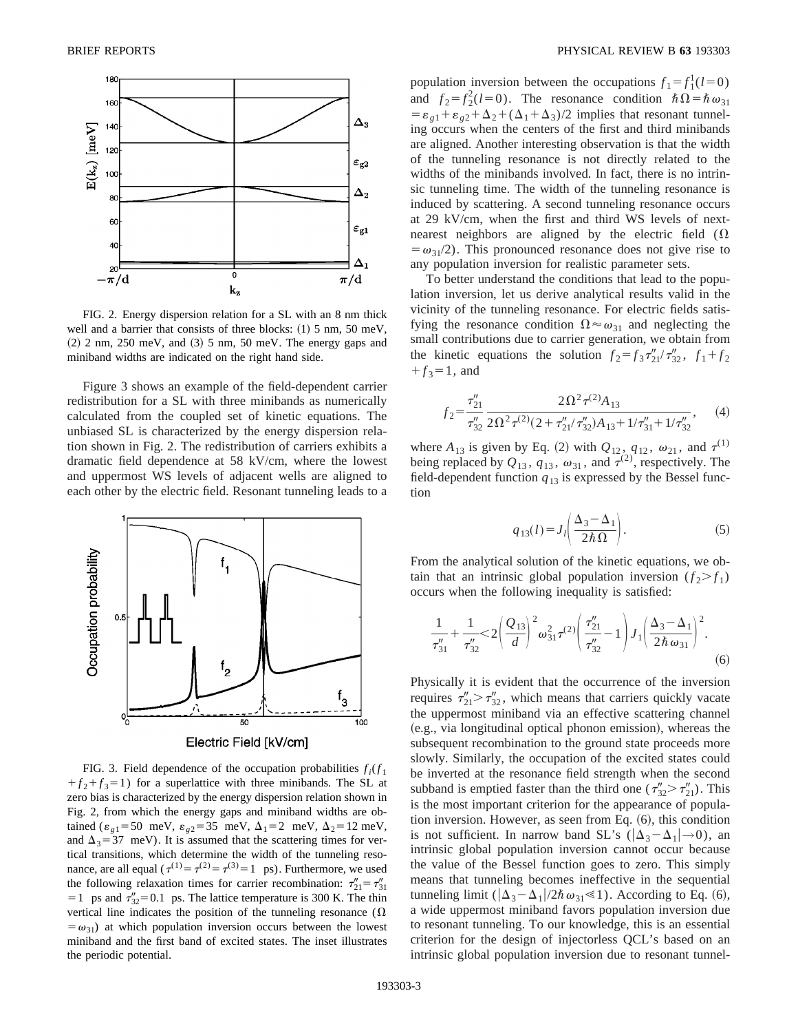FIG. 2. Energy dispersion relation for a SL with an 8 nm thick well and a barrier that consists of three blocks: (1) 5 nm, 50 meV, (2) 2 nm, 250 meV, and (3) 5 nm, 50 meV. The energy gaps and miniband widths are indicated on the right hand side.

Figure 3 shows an example of the field-dependent carrier redistribution for a SL with three minibands as numerically calculated from the coupled set of kinetic equations. The unbiased SL is characterized by the energy dispersion relation shown in Fig. 2. The redistribution of carriers exhibits a dramatic field dependence at 58 kV/cm, where the lowest and uppermost WS levels of adjacent wells are aligned to each other by the electric field. Resonant tunneling leads to a population inversion between the occupations $f_1 = f_1^1(l=0)$ and $f_2 = f_2^2(l=0)$. The resonance condition $\hbar\Omega = \hbar\omega_{31} = \varepsilon_{g1} + \varepsilon_{g2} + \Delta_2 + (\Delta_1 + \Delta_3)/2$ implies that resonant tunneling occurs when the centers of the first and third minibands are aligned. Another interesting observation is that the width of the tunneling resonance is not directly related to the widths of the minibands involved. In fact, there is no intrinsic tunneling time. The width of the tunneling resonance is induced by scattering. A second tunneling resonance occurs at 29 kV/cm, when the first and third WS levels of next-nearest neighbors are aligned by the electric field ($\Omega = \omega_{31}/2$). This pronounced resonance does not give rise to any population inversion for realistic parameter sets.

FIG. 3. Field dependence of the occupation probabilities $f_i(f_1 + f_2 + f_3 = 1)$ for a superlattice with three minibands. The SL at zero bias is characterized by the energy dispersion relation shown in Fig. 2, from which the energy gaps and miniband widths are obtained ($\varepsilon_{g1} = 50$ meV, $\varepsilon_{g2} = 35$ meV, $\Delta_1 = 2$ meV, $\Delta_2 = 12$ meV, and $\Delta_3 = 37$ meV). It is assumed that the scattering times for vertical transitions, which determine the width of the tunneling resonance, are all equal ($\tau^{(1)} = \tau^{(2)} = \tau^{(3)} = 1$ ps). Furthermore, we used the following relaxation times for carrier recombination: $\tau''_{21} = \tau''_{31} = 1$ ps and $\tau''_{32} = 0.1$ ps. The lattice temperature is 300 K. The thin vertical line indicates the position of the tunneling resonance ($\Omega = \omega_{31}$) at which population inversion occurs between the lowest miniband and the first band of excited states. The inset illustrates the periodic potential.

To better understand the conditions that lead to the population inversion, let us derive analytical results valid in the vicinity of the tunneling resonance. For electric fields satisfying the resonance condition $\Omega \approx \omega_{31}$ and neglecting the small contributions due to carrier generation, we obtain from the kinetic equations the solution $f_2 = f_3\tau''_{21}/\tau''_{32}$, $f_1 + f_2 + f_3 = 1$, and

$$f_2 = \frac{\tau''_{21}}{\tau''_{32}} \frac{2\Omega^2\tau^{(2)}A_{13}}{2\Omega^2\tau^{(2)}(2+\tau''_{21}/\tau''_{32})A_{13} + 1/\tau''_{31} + 1/\tau''_{32}}, \quad (4)$$

where $A_{13}$ is given by Eq. (2) with $Q_{12}$, $q_{12}$, $\omega_{21}$, and $\tau^{(1)}$ being replaced by $Q_{13}$, $q_{13}$, $\omega_{31}$, and $\tau^{(2)}$, respectively. The field-dependent function $q_{13}$ is expressed by the Bessel function

$$q_{13}(l) = J_l\left(\frac{\Delta_3 - \Delta_1}{2\hbar\Omega}\right). \quad (5)$$

From the analytical solution of the kinetic equations, we obtain that an intrinsic global population inversion ($f_2 > f_1$) occurs when the following inequality is satisfied:

$$\frac{1}{\tau''_{31}} + \frac{1}{\tau''_{32}} < 2\left(\frac{Q_{13}}{d}\right)^2 \omega_{31}^2 \tau^{(2)} \left(\frac{\tau''_{21}}{\tau''_{32}} - 1\right) J_1\left(\frac{\Delta_3 - \Delta_1}{2\hbar\omega_{31}}\right)^2. \quad (6)$$

Physically it is evident that the occurrence of the inversion requires $\tau''_{21} > \tau''_{32}$, which means that carriers quickly vacate the uppermost miniband via an effective scattering channel (e.g., via longitudinal optical phonon emission), whereas the subsequent recombination to the ground state proceeds more slowly. Similarly, the occupation of the excited states could be inverted at the resonance field strength when the second subband is emptied faster than the third one ($\tau''_{32} > \tau''_{21}$). This is the most important criterion for the appearance of population inversion. However, as seen from Eq. (6), this condition is not sufficient. In narrow band SL's ($|\Delta_3 - \Delta_1| \to 0$), an intrinsic global population inversion cannot occur because the value of the Bessel function goes to zero. This simply means that tunneling becomes ineffective in the sequential tunneling limit ($|\Delta_3 - \Delta_1|/2\hbar\omega_{31} \ll 1$). According to Eq. (6), a wide uppermost miniband favors population inversion due to resonant tunneling. To our knowledge, this is an essential criterion for the design of injectorless QCL's based on an intrinsic global population inversion due to resonant tunnel-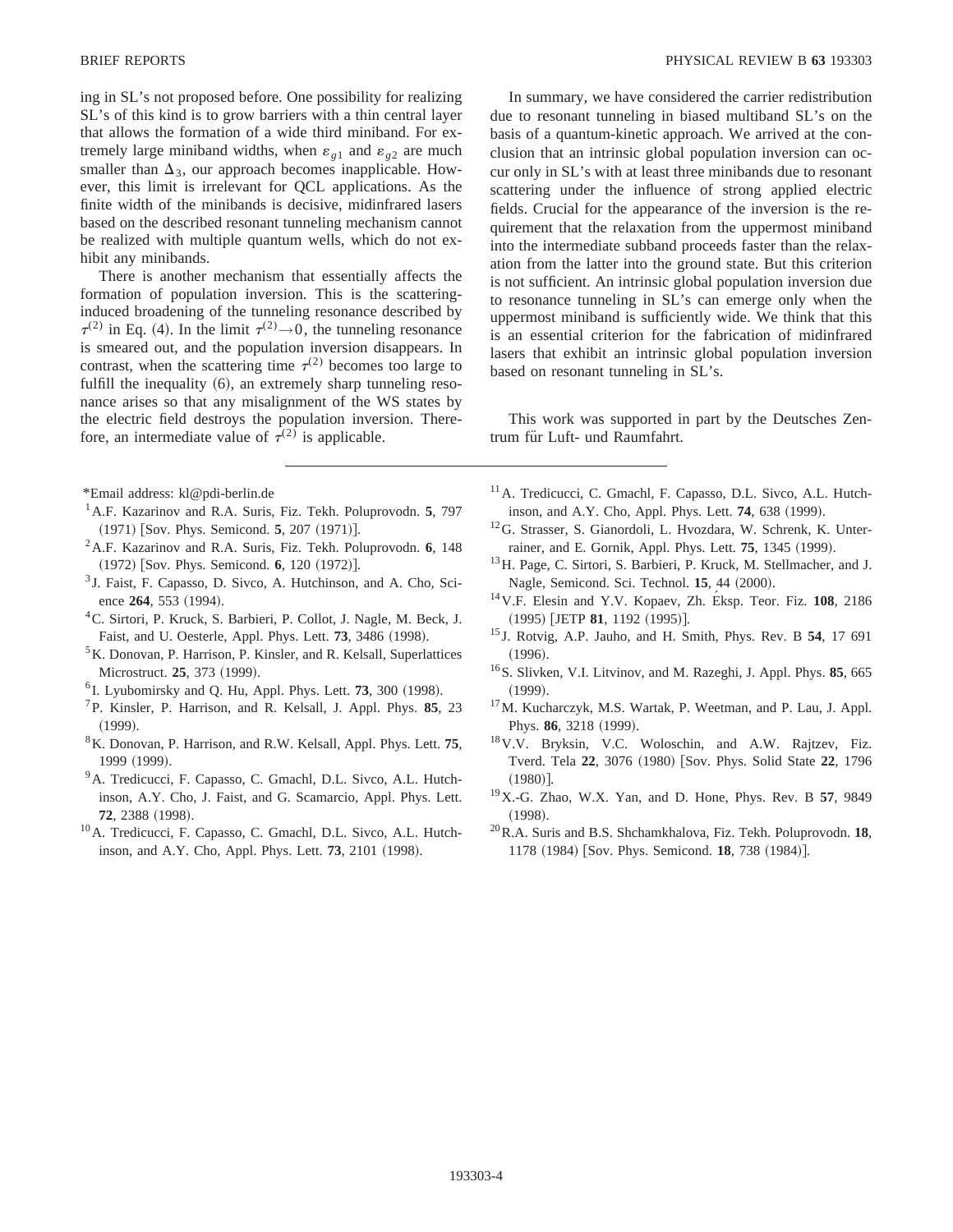ing in SL's not proposed before. One possibility for realizing SL's of this kind is to grow barriers with a thin central layer that allows the formation of a wide third miniband. For extremely large miniband widths, when $\varepsilon_{g1}$ and $\varepsilon_{g2}$ are much smaller than $\Delta_3$, our approach becomes inapplicable. However, this limit is irrelevant for QCL applications. As the finite width of the minibands is decisive, midinfrared lasers based on the described resonant tunneling mechanism cannot be realized with multiple quantum wells, which do not exhibit any minibands.

There is another mechanism that essentially affects the formation of population inversion. This is the scattering-induced broadening of the tunneling resonance described by $\tau^{(2)}$ in Eq. (4). In the limit $\tau^{(2)} \rightarrow 0$, the tunneling resonance is smeared out, and the population inversion disappears. In contrast, when the scattering time $\tau^{(2)}$ becomes too large to fulfill the inequality (6), an extremely sharp tunneling resonance arises so that any misalignment of the WS states by the electric field destroys the population inversion. Therefore, an intermediate value of $\tau^{(2)}$ is applicable.

In summary, we have considered the carrier redistribution due to resonant tunneling in biased multiband SL's on the basis of a quantum-kinetic approach. We arrived at the conclusion that an intrinsic global population inversion can occur only in SL's with at least three minibands due to resonant scattering under the influence of strong applied electric fields. Crucial for the appearance of the inversion is the requirement that the relaxation from the uppermost miniband into the intermediate subband proceeds faster than the relaxation from the latter into the ground state. But this criterion is not sufficient. An intrinsic global population inversion due to resonance tunneling in SL's can emerge only when the uppermost miniband is sufficiently wide. We think that this is an essential criterion for the fabrication of midinfrared lasers that exhibit an intrinsic global population inversion based on resonant tunneling in SL's.

This work was supported in part by the Deutsches Zentrum für Luft- und Raumfahrt.

---

*Email address: kl@pdi-berlin.de

[1] A.F. Kazarinov and R.A. Suris, Fiz. Tekh. Poluprovodn. **5**, 797 (1971) [Sov. Phys. Semicond. **5**, 207 (1971)].

[2] A.F. Kazarinov and R.A. Suris, Fiz. Tekh. Poluprovodn. **6**, 148 (1972) [Sov. Phys. Semicond. **6**, 120 (1972)].

[3] J. Faist, F. Capasso, D. Sivco, A. Hutchinson, and A. Cho, Science **264**, 553 (1994).

[4] C. Sirtori, P. Kruck, S. Barbieri, P. Collot, J. Nagle, M. Beck, J. Faist, and U. Oesterle, Appl. Phys. Lett. **73**, 3486 (1998).

[5] K. Donovan, P. Harrison, P. Kinsler, and R. Kelsall, Superlattices Microstruct. **25**, 373 (1999).

[6] I. Lyubomirsky and Q. Hu, Appl. Phys. Lett. **73**, 300 (1998).

[7] P. Kinsler, P. Harrison, and R. Kelsall, J. Appl. Phys. **85**, 23 (1999).

[8] K. Donovan, P. Harrison, and R.W. Kelsall, Appl. Phys. Lett. **75**, 1999 (1999).

[9] A. Tredicucci, F. Capasso, C. Gmachl, D.L. Sivco, A.L. Hutchinson, A.Y. Cho, J. Faist, and G. Scamarcio, Appl. Phys. Lett. **72**, 2388 (1998).

[10] A. Tredicucci, F. Capasso, C. Gmachl, D.L. Sivco, A.L. Hutchinson, and A.Y. Cho, Appl. Phys. Lett. **73**, 2101 (1998).

[11] A. Tredicucci, C. Gmachl, F. Capasso, D.L. Sivco, A.L. Hutchinson, and A.Y. Cho, Appl. Phys. Lett. **74**, 638 (1999).

[12] G. Strasser, S. Gianordoli, L. Hvozdara, W. Schrenk, K. Unterrainer, and E. Gornik, Appl. Phys. Lett. **75**, 1345 (1999).

[13] H. Page, C. Sirtori, S. Barbieri, P. Kruck, M. Stellmacher, and J. Nagle, Semicond. Sci. Technol. **15**, 44 (2000).

[14] V.F. Elesin and Y.V. Kopaev, Zh. Éksp. Teor. Fiz. **108**, 2186 (1995) [JETP **81**, 1192 (1995)].

[15] J. Rotvig, A.P. Jauho, and H. Smith, Phys. Rev. B **54**, 17 691 (1996).

[16] S. Slivken, V.I. Litvinov, and M. Razeghi, J. Appl. Phys. **85**, 665 (1999).

[17] M. Kucharczyk, M.S. Wartak, P. Weetman, and P. Lau, J. Appl. Phys. **86**, 3218 (1999).

[18] V.V. Bryksin, V.C. Woloschin, and A.W. Rajtzev, Fiz. Tverd. Tela **22**, 3076 (1980) [Sov. Phys. Solid State **22**, 1796 (1980)].

[19] X.-G. Zhao, W.X. Yan, and D. Hone, Phys. Rev. B **57**, 9849 (1998).

[20] R.A. Suris and B.S. Shchamkhalova, Fiz. Tekh. Poluprovodn. **18**, 1178 (1984) [Sov. Phys. Semicond. **18**, 738 (1984)].